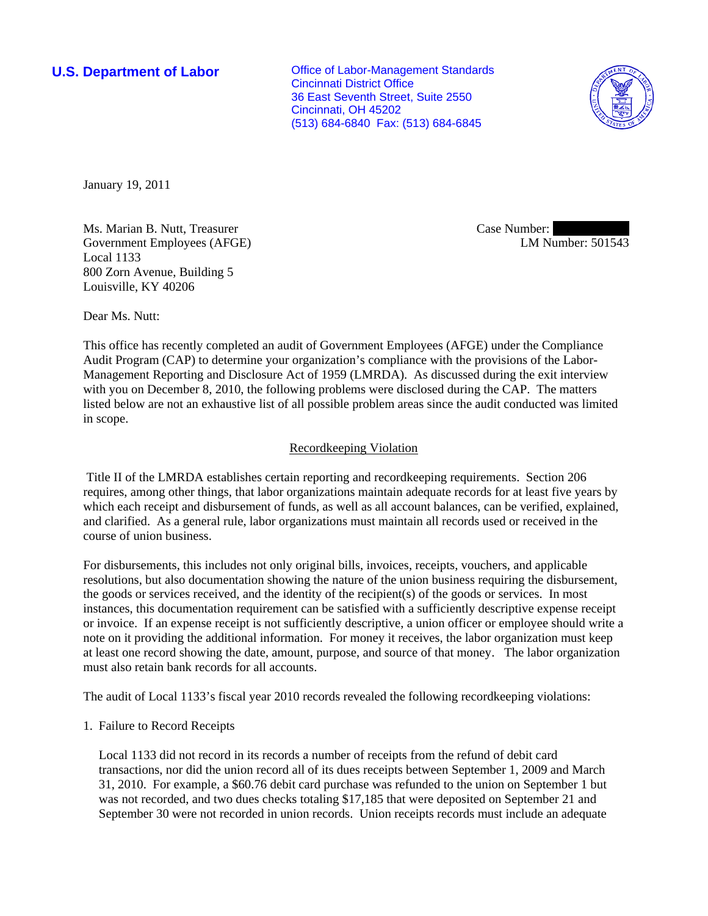**U.S. Department of Labor**

Office of Labor-Management Standards
Cincinnati District Office
36 East Seventh Street, Suite 2550
Cincinnati, OH 45202
(513) 684-6840 Fax: (513) 684-6845

January 19, 2011

Ms. Marian B. Nutt, Treasurer
Government Employees (AFGE)
Local 1133
800 Zorn Avenue, Building 5
Louisville, KY 40206

Case Number: [REDACTED]
LM Number: 501543

Dear Ms. Nutt:

This office has recently completed an audit of Government Employees (AFGE) under the Compliance Audit Program (CAP) to determine your organization's compliance with the provisions of the Labor-Management Reporting and Disclosure Act of 1959 (LMRDA). As discussed during the exit interview with you on December 8, 2010, the following problems were disclosed during the CAP. The matters listed below are not an exhaustive list of all possible problem areas since the audit conducted was limited in scope.

## Recordkeeping Violation

Title II of the LMRDA establishes certain reporting and recordkeeping requirements. Section 206 requires, among other things, that labor organizations maintain adequate records for at least five years by which each receipt and disbursement of funds, as well as all account balances, can be verified, explained, and clarified. As a general rule, labor organizations must maintain all records used or received in the course of union business.

For disbursements, this includes not only original bills, invoices, receipts, vouchers, and applicable resolutions, but also documentation showing the nature of the union business requiring the disbursement, the goods or services received, and the identity of the recipient(s) of the goods or services. In most instances, this documentation requirement can be satisfied with a sufficiently descriptive expense receipt or invoice. If an expense receipt is not sufficiently descriptive, a union officer or employee should write a note on it providing the additional information. For money it receives, the labor organization must keep at least one record showing the date, amount, purpose, and source of that money. The labor organization must also retain bank records for all accounts.

The audit of Local 1133's fiscal year 2010 records revealed the following recordkeeping violations:

1. Failure to Record Receipts

   Local 1133 did not record in its records a number of receipts from the refund of debit card transactions, nor did the union record all of its dues receipts between September 1, 2009 and March 31, 2010. For example, a $60.76 debit card purchase was refunded to the union on September 1 but was not recorded, and two dues checks totaling $17,185 that were deposited on September 21 and September 30 were not recorded in union records. Union receipts records must include an adequate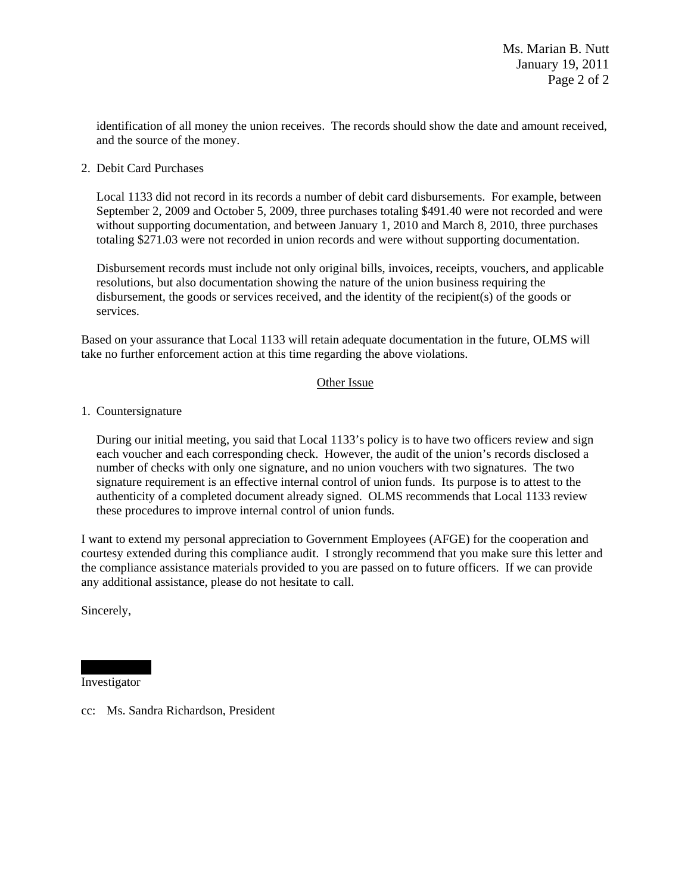identification of all money the union receives. The records should show the date and amount received, and the source of the money.

2. Debit Card Purchases

   Local 1133 did not record in its records a number of debit card disbursements. For example, between September 2, 2009 and October 5, 2009, three purchases totaling $491.40 were not recorded and were without supporting documentation, and between January 1, 2010 and March 8, 2010, three purchases totaling $271.03 were not recorded in union records and were without supporting documentation.

   Disbursement records must include not only original bills, invoices, receipts, vouchers, and applicable resolutions, but also documentation showing the nature of the union business requiring the disbursement, the goods or services received, and the identity of the recipient(s) of the goods or services.

Based on your assurance that Local 1133 will retain adequate documentation in the future, OLMS will take no further enforcement action at this time regarding the above violations.

## Other Issue

1. Countersignature

   During our initial meeting, you said that Local 1133's policy is to have two officers review and sign each voucher and each corresponding check. However, the audit of the union's records disclosed a number of checks with only one signature, and no union vouchers with two signatures. The two signature requirement is an effective internal control of union funds. Its purpose is to attest to the authenticity of a completed document already signed. OLMS recommends that Local 1133 review these procedures to improve internal control of union funds.

I want to extend my personal appreciation to Government Employees (AFGE) for the cooperation and courtesy extended during this compliance audit. I strongly recommend that you make sure this letter and the compliance assistance materials provided to you are passed on to future officers. If we can provide any additional assistance, please do not hesitate to call.

Sincerely,

Investigator

cc: Ms. Sandra Richardson, President